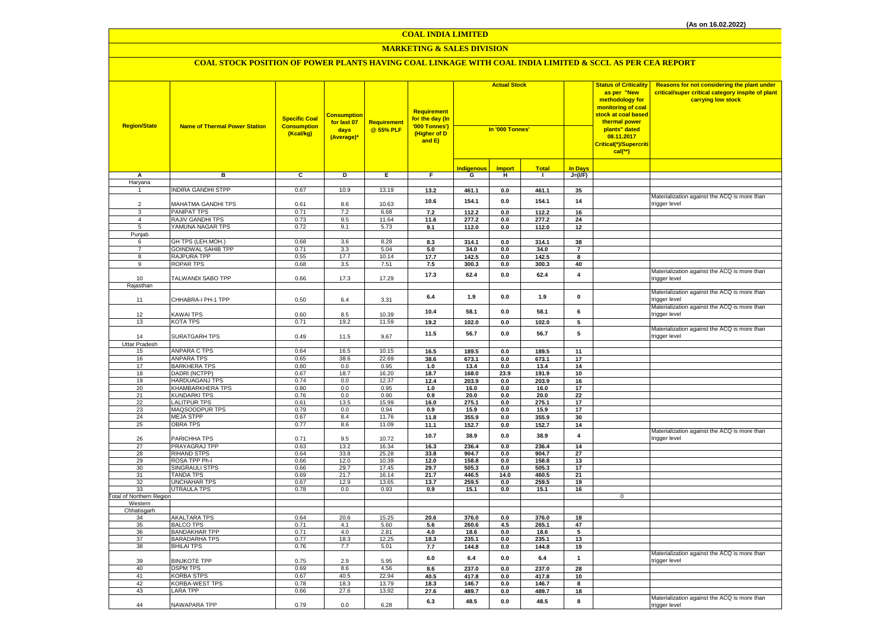(As on 16.02.2022)

# COAL INDIA LIMITED

## MARKETING & SALES DIVISION

### COAL STOCK POSITION OF POWER PLANTS HAVING COAL LINKAGE WITH COAL INDIA LIMITED & SCCL AS PER CEA REPORT

| Region/State | Name of Thermal Power Station | Specific Coal Consumption (Kcal/kg) | Consumption for last 07 days (Average)* | Requirement @ 55% PLF | Requirement for the day (In '000 Tonnes') (Higher of D and E) | Actual Stock In '000 Tonnes' | | | | Status of Criticality as per "New methodology for monitoring of coal stock at coal based thermal power plants" dated 08.11.2017 Critical(*)/Supercritical(**) | Reasons for not considering the plant under critical/super critical category inspite of plant carrying low stock |
|---|---|---|---|---|---|---|---|---|---|---|---|
| | | | | | | Indigenous | Import | Total | In Days | | |
| A | B | C | D | E | F | G | H | I | J=(I/F) | | |
| Haryana | | | | | | | | | | | |
| 1 | INDIRA GANDHI STPP | 0.67 | 10.9 | 13.19 | 13.2 | 461.1 | 0.0 | 461.1 | 35 | | |
| 2 | MAHATMA GANDHI TPS | 0.61 | 8.6 | 10.63 | 10.6 | 154.1 | 0.0 | 154.1 | 14 | | Materialization against the ACQ is more than trigger level |
| 3 | PANIPAT TPS | 0.71 | 7.2 | 6.68 | 7.2 | 112.2 | 0.0 | 112.2 | 16 | | |
| 4 | RAJIV GANDHI TPS | 0.73 | 9.5 | 11.64 | 11.6 | 277.2 | 0.0 | 277.2 | 24 | | |
| 5 | YAMUNA NAGAR TPS | 0.72 | 9.1 | 5.73 | 9.1 | 112.0 | 0.0 | 112.0 | 12 | | |
| Punjab | | | | | | | | | | | |
| 6 | GH TPS (LEH.MOH.) | 0.68 | 3.6 | 8.28 | 8.3 | 314.1 | 0.0 | 314.1 | 38 | | |
| 7 | GOINDWAL SAHIB TPP | 0.71 | 3.3 | 5.04 | 5.0 | 34.0 | 0.0 | 34.0 | 7 | | |
| 8 | RAJPURA TPP | 0.55 | 17.7 | 10.14 | 17.7 | 142.5 | 0.0 | 142.5 | 8 | | |
| 9 | ROPAR TPS | 0.68 | 3.5 | 7.51 | 7.5 | 300.3 | 0.0 | 300.3 | 40 | | |
| 10 | TALWANDI SABO TPP | 0.66 | 17.3 | 17.29 | 17.3 | 62.4 | 0.0 | 62.4 | 4 | | Materialization against the ACQ is more than trigger level |
| Rajasthan | | | | | | | | | | | |
| 11 | CHHABRA-I PH-1 TPP | 0.50 | 6.4 | 3.31 | 6.4 | 1.9 | 0.0 | 1.9 | 0 | | Materialization against the ACQ is more than trigger level |
| 12 | KAWAI TPS | 0.60 | 8.5 | 10.39 | 10.4 | 58.1 | 0.0 | 58.1 | 6 | | Materialization against the ACQ is more than trigger level |
| 13 | KOTA TPS | 0.71 | 19.2 | 11.59 | 19.2 | 102.0 | 0.0 | 102.0 | 5 | | |
| 14 | SURATGARH TPS | 0.49 | 11.5 | 9.67 | 11.5 | 56.7 | 0.0 | 56.7 | 5 | | Materialization against the ACQ is more than trigger level |
| Uttar Pradesh | | | | | | | | | | | |
| 15 | ANPARA C TPS | 0.64 | 16.5 | 10.15 | 16.5 | 189.5 | 0.0 | 189.5 | 11 | | |
| 16 | ANPARA TPS | 0.65 | 38.6 | 22.69 | 38.6 | 673.1 | 0.0 | 673.1 | 17 | | |
| 17 | BARKHERA TPS | 0.80 | 0.0 | 0.95 | 1.0 | 13.4 | 0.0 | 13.4 | 14 | | |
| 18 | DADRI (NCTPP) | 0.67 | 18.7 | 16.20 | 18.7 | 168.0 | 23.9 | 191.9 | 10 | | |
| 19 | HARDUAGANJ TPS | 0.74 | 0.0 | 12.37 | 12.4 | 203.9 | 0.0 | 203.9 | 16 | | |
| 20 | KHAMBARKHERA TPS | 0.80 | 0.0 | 0.95 | 1.0 | 16.0 | 0.0 | 16.0 | 17 | | |
| 21 | KUNDARKI TPS | 0.76 | 0.0 | 0.90 | 0.9 | 20.0 | 0.0 | 20.0 | 22 | | |
| 22 | LALITPUR TPS | 0.61 | 13.5 | 15.99 | 16.0 | 275.1 | 0.0 | 275.1 | 17 | | |
| 23 | MAQSOODPUR TPS | 0.79 | 0.0 | 0.94 | 0.9 | 15.9 | 0.0 | 15.9 | 17 | | |
| 24 | MEJA STPP | 0.67 | 8.4 | 11.76 | 11.8 | 355.9 | 0.0 | 355.9 | 30 | | |
| 25 | OBRA TPS | 0.77 | 8.6 | 11.09 | 11.1 | 152.7 | 0.0 | 152.7 | 14 | | |
| 26 | PARICHHA TPS | 0.71 | 9.5 | 10.72 | 10.7 | 38.9 | 0.0 | 38.9 | 4 | | Materialization against the ACQ is more than trigger level |
| 27 | PRAYAGRAJ TPP | 0.63 | 13.2 | 16.34 | 16.3 | 236.4 | 0.0 | 236.4 | 14 | | |
| 28 | RIHAND STPS | 0.64 | 33.8 | 25.28 | 33.8 | 904.7 | 0.0 | 904.7 | 27 | | |
| 29 | ROSA TPP Ph-I | 0.66 | 12.0 | 10.39 | 12.0 | 158.8 | 0.0 | 158.8 | 13 | | |
| 30 | SINGRAULI STPS | 0.66 | 29.7 | 17.45 | 29.7 | 505.3 | 0.0 | 505.3 | 17 | | |
| 31 | TANDA TPS | 0.69 | 21.7 | 16.14 | 21.7 | 446.5 | 14.0 | 460.5 | 21 | | |
| 32 | UNCHAHAR TPS | 0.67 | 12.9 | 13.65 | 13.7 | 259.5 | 0.0 | 259.5 | 19 | | |
| 33 | UTRAULA TPS | 0.78 | 0.0 | 0.93 | 0.9 | 15.1 | 0.0 | 15.1 | 16 | | |
| Total of Northern Region | | | | | | | | | | 0 | |
| Western | | | | | | | | | | | |
| Chhatisgarh | | | | | | | | | | | |
| 34 | AKALTARA TPS | 0.64 | 20.6 | 15.25 | 20.6 | 376.0 | 0.0 | 376.0 | 18 | | |
| 35 | BALCO TPS | 0.71 | 4.1 | 5.60 | 5.6 | 260.6 | 4.5 | 265.1 | 47 | | |
| 36 | BANDAKHAR TPP | 0.71 | 4.0 | 2.81 | 4.0 | 18.6 | 0.0 | 18.6 | 5 | | |
| 37 | BARADARHA TPS | 0.77 | 18.3 | 12.25 | 18.3 | 235.1 | 0.0 | 235.1 | 13 | | |
| 38 | BHILAI TPS | 0.76 | 7.7 | 5.01 | 7.7 | 144.8 | 0.0 | 144.8 | 19 | | |
| 39 | BINJKOTE TPP | 0.75 | 2.9 | 5.95 | 6.0 | 6.4 | 0.0 | 6.4 | 1 | | Materialization against the ACQ is more than trigger level |
| 40 | DSPM TPS | 0.69 | 8.6 | 4.56 | 8.6 | 237.0 | 0.0 | 237.0 | 28 | | |
| 41 | KORBA STPS | 0.67 | 40.5 | 22.94 | 40.5 | 417.8 | 0.0 | 417.8 | 10 | | |
| 42 | KORBA-WEST TPS | 0.78 | 18.3 | 13.79 | 18.3 | 146.7 | 0.0 | 146.7 | 8 | | |
| 43 | LARA TPP | 0.66 | 27.6 | 13.92 | 27.6 | 489.7 | 0.0 | 489.7 | 18 | | |
| 44 | NAWAPARA TPP | 0.79 | 0.0 | 6.28 | 6.3 | 48.5 | 0.0 | 48.5 | 8 | | Materialization against the ACQ is more than trigger level |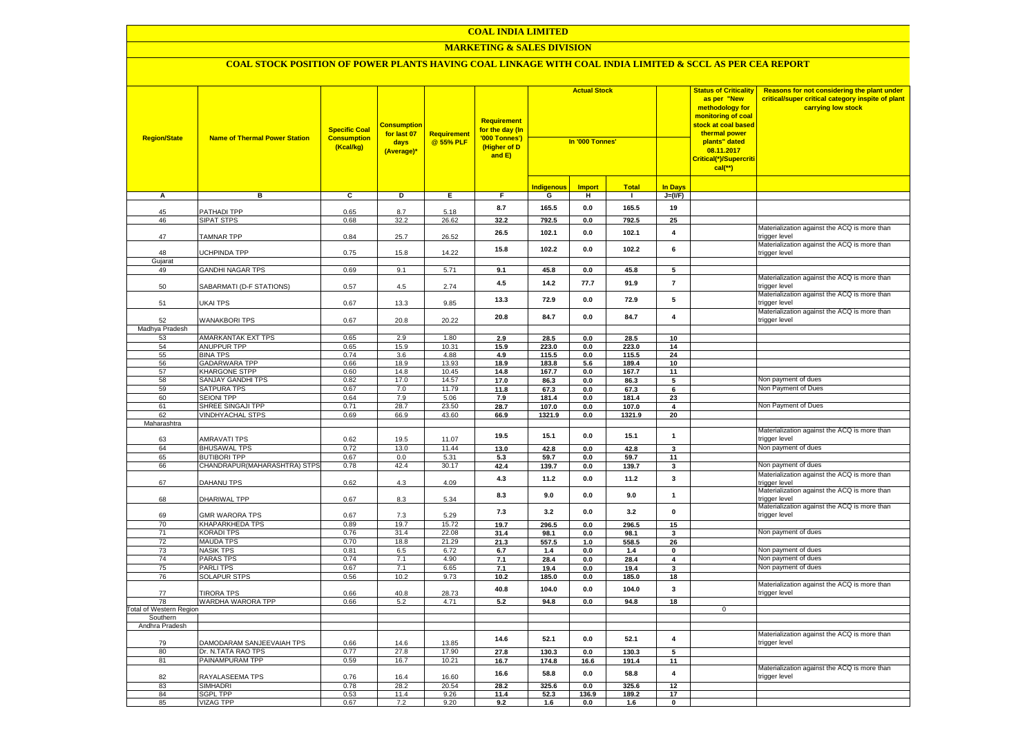# COAL INDIA LIMITED

## MARKETING & SALES DIVISION

### COAL STOCK POSITION OF POWER PLANTS HAVING COAL LINKAGE WITH COAL INDIA LIMITED & SCCL AS PER CEA REPORT

| Region/State | Name of Thermal Power Station | Specific Coal Consumption (Kcal/kg) | Consumption for last 07 days (Average)* | Requirement @ 55% PLF | Requirement for the day (In '000 Tonnes') (Higher of D and E) | Actual Stock In '000 Tonnes' | | | | Status of Criticality as per "New methodology for monitoring of coal stock at coal based thermal power plants" dated 08.11.2017 Critical(*)/Supercritical(**) | Reasons for not considering the plant under critical/super critical category inspite of plant carrying low stock |
|---|---|---|---|---|---|---|---|---|---|---|---|
| | | | | | | Indigenous | Import | Total | In Days | | |
| A | B | C | D | E | F | G | H | I | J=(I/F) | | |
| 45 | PATHADI TPP | 0.65 | 8.7 | 5.18 | 8.7 | 165.5 | 0.0 | 165.5 | 19 | | |
| 46 | SIPAT STPS | 0.68 | 32.2 | 26.62 | 32.2 | 792.5 | 0.0 | 792.5 | 25 | | |
| 47 | TAMNAR TPP | 0.84 | 25.7 | 26.52 | 26.5 | 102.1 | 0.0 | 102.1 | 4 | | Materialization against the ACQ is more than trigger level |
| 48 | UCHPINDA TPP | 0.75 | 15.8 | 14.22 | 15.8 | 102.2 | 0.0 | 102.2 | 6 | | Materialization against the ACQ is more than trigger level |
| Gujarat | | | | | | | | | | | |
| 49 | GANDHI NAGAR TPS | 0.69 | 9.1 | 5.71 | 9.1 | 45.8 | 0.0 | 45.8 | 5 | | |
| 50 | SABARMATI (D-F STATIONS) | 0.57 | 4.5 | 2.74 | 4.5 | 14.2 | 77.7 | 91.9 | 7 | | Materialization against the ACQ is more than trigger level |
| 51 | UKAI TPS | 0.67 | 13.3 | 9.85 | 13.3 | 72.9 | 0.0 | 72.9 | 5 | | Materialization against the ACQ is more than trigger level |
| 52 | WANAKBORI TPS | 0.67 | 20.8 | 20.22 | 20.8 | 84.7 | 0.0 | 84.7 | 4 | | Materialization against the ACQ is more than trigger level |
| Madhya Pradesh | | | | | | | | | | | |
| 53 | AMARKANTAK EXT TPS | 0.65 | 2.9 | 1.80 | 2.9 | 28.5 | 0.0 | 28.5 | 10 | | |
| 54 | ANUPPUR TPP | 0.65 | 15.9 | 10.31 | 15.9 | 223.0 | 0.0 | 223.0 | 14 | | |
| 55 | BINA TPS | 0.74 | 3.6 | 4.88 | 4.9 | 115.5 | 0.0 | 115.5 | 24 | | |
| 56 | GADARWARA TPP | 0.66 | 18.9 | 13.93 | 18.9 | 183.8 | 5.6 | 189.4 | 10 | | |
| 57 | KHARGONE STPP | 0.60 | 14.8 | 10.45 | 14.8 | 167.7 | 0.0 | 167.7 | 11 | | |
| 58 | SANJAY GANDHI TPS | 0.82 | 17.0 | 14.57 | 17.0 | 86.3 | 0.0 | 86.3 | 5 | | Non payment of dues |
| 59 | SATPURA TPS | 0.67 | 7.0 | 11.79 | 11.8 | 67.3 | 0.0 | 67.3 | 6 | | Non Payment of Dues |
| 60 | SEIONI TPP | 0.64 | 7.9 | 5.06 | 7.9 | 181.4 | 0.0 | 181.4 | 23 | | |
| 61 | SHREE SINGAJI TPP | 0.71 | 28.7 | 23.50 | 28.7 | 107.0 | 0.0 | 107.0 | 4 | | Non Payment of Dues |
| 62 | VINDHYACHAL STPS | 0.69 | 66.9 | 43.60 | 66.9 | 1321.9 | 0.0 | 1321.9 | 20 | | |
| Maharashtra | | | | | | | | | | | |
| 63 | AMRAVATI TPS | 0.62 | 19.5 | 11.07 | 19.5 | 15.1 | 0.0 | 15.1 | 1 | | Materialization against the ACQ is more than trigger level |
| 64 | BHUSAWAL TPS | 0.72 | 13.0 | 11.44 | 13.0 | 42.8 | 0.0 | 42.8 | 3 | | Non payment of dues |
| 65 | BUTIBORI TPP | 0.67 | 0.0 | 5.31 | 5.3 | 59.7 | 0.0 | 59.7 | 11 | | |
| 66 | CHANDRAPUR(MAHARASHTRA) STPS | 0.78 | 42.4 | 30.17 | 42.4 | 139.7 | 0.0 | 139.7 | 3 | | Non payment of dues |
| 67 | DAHANU TPS | 0.62 | 4.3 | 4.09 | 4.3 | 11.2 | 0.0 | 11.2 | 3 | | Materialization against the ACQ is more than trigger level |
| 68 | DHARIWAL TPP | 0.67 | 8.3 | 5.34 | 8.3 | 9.0 | 0.0 | 9.0 | 1 | | Materialization against the ACQ is more than trigger level |
| 69 | GMR WARORA TPS | 0.67 | 7.3 | 5.29 | 7.3 | 3.2 | 0.0 | 3.2 | 0 | | Materialization against the ACQ is more than trigger level |
| 70 | KHAPARKHEDA TPS | 0.89 | 19.7 | 15.72 | 19.7 | 296.5 | 0.0 | 296.5 | 15 | | |
| 71 | KORADI TPS | 0.76 | 31.4 | 22.08 | 31.4 | 98.1 | 0.0 | 98.1 | 3 | | Non payment of dues |
| 72 | MAUDA TPS | 0.70 | 18.8 | 21.29 | 21.3 | 557.5 | 1.0 | 558.5 | 26 | | |
| 73 | NASIK TPS | 0.81 | 6.5 | 6.72 | 6.7 | 1.4 | 0.0 | 1.4 | 0 | | Non payment of dues |
| 74 | PARAS TPS | 0.74 | 7.1 | 4.90 | 7.1 | 28.4 | 0.0 | 28.4 | 4 | | Non payment of dues |
| 75 | PARLI TPS | 0.67 | 7.1 | 6.65 | 7.1 | 19.4 | 0.0 | 19.4 | 3 | | Non payment of dues |
| 76 | SOLAPUR STPS | 0.56 | 10.2 | 9.73 | 10.2 | 185.0 | 0.0 | 185.0 | 18 | | |
| 77 | TIRORA TPS | 0.66 | 40.8 | 28.73 | 40.8 | 104.0 | 0.0 | 104.0 | 3 | | Materialization against the ACQ is more than trigger level |
| 78 | WARDHA WARORA TPP | 0.66 | 5.2 | 4.71 | 5.2 | 94.8 | 0.0 | 94.8 | 18 | | |
| Total of Western Region | | | | | | | | | | 0 | |
| Southern | | | | | | | | | | | |
| Andhra Pradesh | | | | | | | | | | | |
| 79 | DAMODARAM SANJEEVAIAH TPS | 0.66 | 14.6 | 13.85 | 14.6 | 52.1 | 0.0 | 52.1 | 4 | | Materialization against the ACQ is more than trigger level |
| 80 | Dr. N.TATA RAO TPS | 0.77 | 27.8 | 17.90 | 27.8 | 130.3 | 0.0 | 130.3 | 5 | | |
| 81 | PAINAMPURAM TPP | 0.59 | 16.7 | 10.21 | 16.7 | 174.8 | 16.6 | 191.4 | 11 | | |
| 82 | RAYALASEEMA TPS | 0.76 | 16.4 | 16.60 | 16.6 | 58.8 | 0.0 | 58.8 | 4 | | Materialization against the ACQ is more than trigger level |
| 83 | SIMHADRI | 0.78 | 28.2 | 20.54 | 28.2 | 325.6 | 0.0 | 325.6 | 12 | | |
| 84 | SGPL TPP | 0.53 | 11.4 | 9.26 | 11.4 | 52.3 | 136.9 | 189.2 | 17 | | |
| 85 | VIZAG TPP | 0.67 | 7.2 | 9.20 | 9.2 | 1.6 | 0.0 | 1.6 | 0 | | |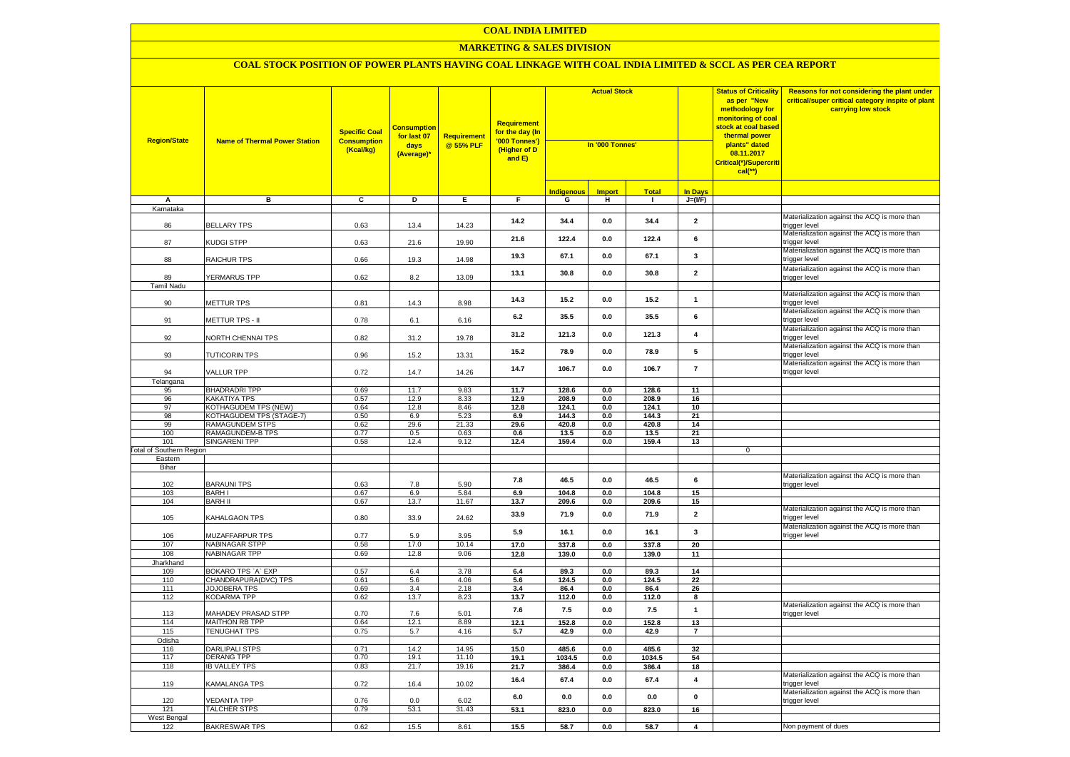# COAL INDIA LIMITED

## MARKETING & SALES DIVISION

### COAL STOCK POSITION OF POWER PLANTS HAVING COAL LINKAGE WITH COAL INDIA LIMITED & SCCL AS PER CEA REPORT

| Region/State | Name of Thermal Power Station | Specific Coal Consumption (Kcal/kg) | Consumption for last 07 days (Average)* | Requirement @ 55% PLF | Requirement for the day (In '000 Tonnes') (Higher of D and E) | Actual Stock In '000 Tonnes' | | | | Status of Criticality as per "New methodology for monitoring of coal stock at coal based thermal power plants" dated 08.11.2017 Critical(*)/Supercritical(**) | Reasons for not considering the plant under critical/super critical category inspite of plant carrying low stock |
|---|---|---|---|---|---|---|---|---|---|---|---|
| | | | | | | Indigenous | Import | Total | In Days | | |
| A | B | C | D | E | F | G | H | I | J=(I/F) | | |
| Karnataka | | | | | | | | | | | |
| 86 | BELLARY TPS | 0.63 | 13.4 | 14.23 | 14.2 | 34.4 | 0.0 | 34.4 | 2 | | Materialization against the ACQ is more than trigger level |
| 87 | KUDGI STPP | 0.63 | 21.6 | 19.90 | 21.6 | 122.4 | 0.0 | 122.4 | 6 | | Materialization against the ACQ is more than trigger level |
| 88 | RAICHUR TPS | 0.66 | 19.3 | 14.98 | 19.3 | 67.1 | 0.0 | 67.1 | 3 | | Materialization against the ACQ is more than trigger level |
| 89 | YERMARUS TPP | 0.62 | 8.2 | 13.09 | 13.1 | 30.8 | 0.0 | 30.8 | 2 | | Materialization against the ACQ is more than trigger level |
| Tamil Nadu | | | | | | | | | | | |
| 90 | METTUR TPS | 0.81 | 14.3 | 8.98 | 14.3 | 15.2 | 0.0 | 15.2 | 1 | | Materialization against the ACQ is more than trigger level |
| 91 | METTUR TPS - II | 0.78 | 6.1 | 6.16 | 6.2 | 35.5 | 0.0 | 35.5 | 6 | | Materialization against the ACQ is more than trigger level |
| 92 | NORTH CHENNAI TPS | 0.82 | 31.2 | 19.78 | 31.2 | 121.3 | 0.0 | 121.3 | 4 | | Materialization against the ACQ is more than trigger level |
| 93 | TUTICORIN TPS | 0.96 | 15.2 | 13.31 | 15.2 | 78.9 | 0.0 | 78.9 | 5 | | Materialization against the ACQ is more than trigger level |
| 94 | VALLUR TPP | 0.72 | 14.7 | 14.26 | 14.7 | 106.7 | 0.0 | 106.7 | 7 | | Materialization against the ACQ is more than trigger level |
| Telangana | | | | | | | | | | | |
| 95 | BHADRADRI TPP | 0.69 | 11.7 | 9.83 | 11.7 | 128.6 | 0.0 | 128.6 | 11 | | |
| 96 | KAKATIYA TPS | 0.57 | 12.9 | 8.33 | 12.9 | 208.9 | 0.0 | 208.9 | 16 | | |
| 97 | KOTHAGUDEM TPS (NEW) | 0.64 | 12.8 | 8.46 | 12.8 | 124.1 | 0.0 | 124.1 | 10 | | |
| 98 | KOTHAGUDEM TPS (STAGE-7) | 0.50 | 6.9 | 5.23 | 6.9 | 144.3 | 0.0 | 144.3 | 21 | | |
| 99 | RAMAGUNDEM STPS | 0.62 | 29.6 | 21.33 | 29.6 | 420.8 | 0.0 | 420.8 | 14 | | |
| 100 | RAMAGUNDEM-B TPS | 0.77 | 0.5 | 0.63 | 0.6 | 13.5 | 0.0 | 13.5 | 21 | | |
| 101 | SINGARENI TPP | 0.58 | 12.4 | 9.12 | 12.4 | 159.4 | 0.0 | 159.4 | 13 | | |
| Total of Southern Region | | | | | | | | | | 0 | |
| Eastern | | | | | | | | | | | |
| Bihar | | | | | | | | | | | |
| 102 | BARAUNI TPS | 0.63 | 7.8 | 5.90 | 7.8 | 46.5 | 0.0 | 46.5 | 6 | | Materialization against the ACQ is more than trigger level |
| 103 | BARH I | 0.67 | 6.9 | 5.84 | 6.9 | 104.8 | 0.0 | 104.8 | 15 | | |
| 104 | BARH II | 0.67 | 13.7 | 11.67 | 13.7 | 209.6 | 0.0 | 209.6 | 15 | | |
| 105 | KAHALGAON TPS | 0.80 | 33.9 | 24.62 | 33.9 | 71.9 | 0.0 | 71.9 | 2 | | Materialization against the ACQ is more than trigger level |
| 106 | MUZAFFARPUR TPS | 0.77 | 5.9 | 3.95 | 5.9 | 16.1 | 0.0 | 16.1 | 3 | | Materialization against the ACQ is more than trigger level |
| 107 | NABINAGAR STPP | 0.58 | 17.0 | 10.14 | 17.0 | 337.8 | 0.0 | 337.8 | 20 | | |
| 108 | NABINAGAR TPP | 0.69 | 12.8 | 9.06 | 12.8 | 139.0 | 0.0 | 139.0 | 11 | | |
| Jharkhand | | | | | | | | | | | |
| 109 | BOKARO TPS `A` EXP | 0.57 | 6.4 | 3.78 | 6.4 | 89.3 | 0.0 | 89.3 | 14 | | |
| 110 | CHANDRAPURA(DVC) TPS | 0.61 | 5.6 | 4.06 | 5.6 | 124.5 | 0.0 | 124.5 | 22 | | |
| 111 | JOJOBERA TPS | 0.69 | 3.4 | 2.18 | 3.4 | 86.4 | 0.0 | 86.4 | 26 | | |
| 112 | KODARMA TPP | 0.62 | 13.7 | 8.23 | 13.7 | 112.0 | 0.0 | 112.0 | 8 | | |
| 113 | MAHADEV PRASAD STPP | 0.70 | 7.6 | 5.01 | 7.6 | 7.5 | 0.0 | 7.5 | 1 | | Materialization against the ACQ is more than trigger level |
| 114 | MAITHON RB TPP | 0.64 | 12.1 | 8.89 | 12.1 | 152.8 | 0.0 | 152.8 | 13 | | |
| 115 | TENUGHAT TPS | 0.75 | 5.7 | 4.16 | 5.7 | 42.9 | 0.0 | 42.9 | 7 | | |
| Odisha | | | | | | | | | | | |
| 116 | DARLIPALI STPS | 0.71 | 14.2 | 14.95 | 15.0 | 485.6 | 0.0 | 485.6 | 32 | | |
| 117 | DERANG TPP | 0.70 | 19.1 | 11.10 | 19.1 | 1034.5 | 0.0 | 1034.5 | 54 | | |
| 118 | IB VALLEY TPS | 0.83 | 21.7 | 19.16 | 21.7 | 386.4 | 0.0 | 386.4 | 18 | | |
| 119 | KAMALANGA TPS | 0.72 | 16.4 | 10.02 | 16.4 | 67.4 | 0.0 | 67.4 | 4 | | Materialization against the ACQ is more than trigger level |
| 120 | VEDANTA TPP | 0.76 | 0.0 | 6.02 | 6.0 | 0.0 | 0.0 | 0.0 | 0 | | Materialization against the ACQ is more than trigger level |
| 121 | TALCHER STPS | 0.79 | 53.1 | 31.43 | 53.1 | 823.0 | 0.0 | 823.0 | 16 | | |
| West Bengal | | | | | | | | | | | |
| 122 | BAKRESWAR TPS | 0.62 | 15.5 | 8.61 | 15.5 | 58.7 | 0.0 | 58.7 | 4 | | Non payment of dues |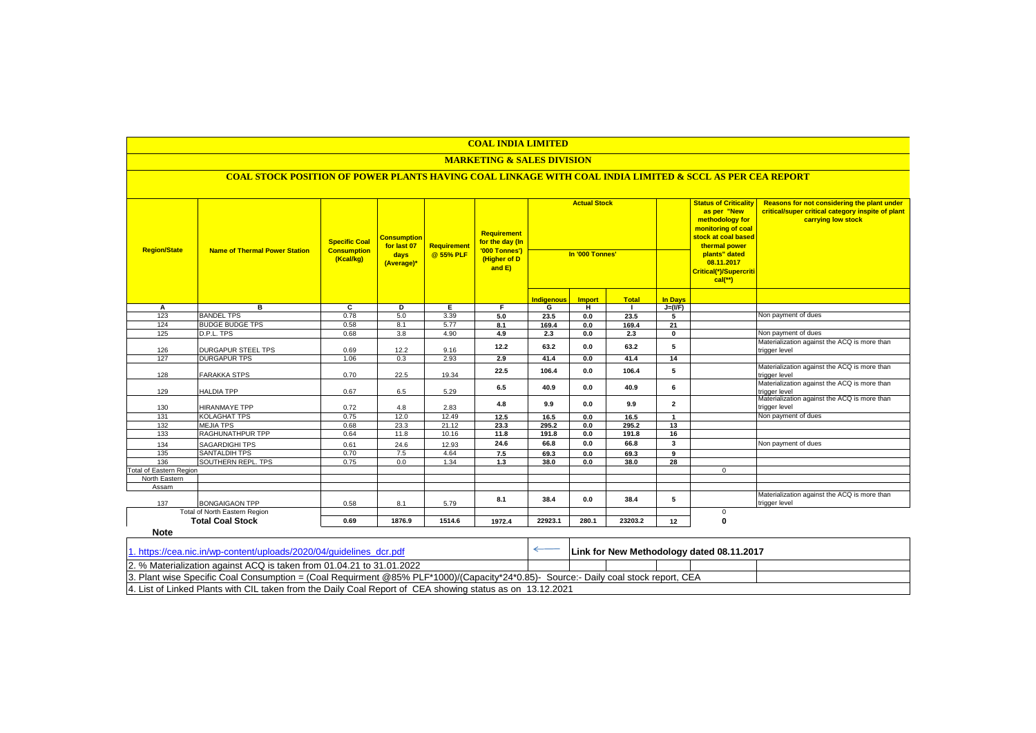# COAL INDIA LIMITED

## MARKETING & SALES DIVISION

### COAL STOCK POSITION OF POWER PLANTS HAVING COAL LINKAGE WITH COAL INDIA LIMITED & SCCL AS PER CEA REPORT

| Region/State | Name of Thermal Power Station | Specific Coal Consumption (Kcal/kg) | Consumption for last 07 days (Average)* | Requirement @ 55% PLF | Requirement for the day (In '000 Tonnes') (Higher of D and E) | Actual Stock In '000 Tonnes' | | | | Status of Criticality as per "New methodology for monitoring of coal stock at coal based thermal power plants" dated 08.11.2017 Critical(*)/Supercritical(**) | Reasons for not considering the plant under critical/super critical category inspite of plant carrying low stock |
|---|---|---|---|---|---|---|---|---|---|---|---|
| | | | | | | Indigenous | Import | Total | In Days | | |
| A | B | C | D | E | F | G | H | I | J=(I/F) | | |
| 123 | BANDEL TPS | 0.78 | 5.0 | 3.39 | 5.0 | 23.5 | 0.0 | 23.5 | 5 | | Non payment of dues |
| 124 | BUDGE BUDGE TPS | 0.58 | 8.1 | 5.77 | 8.1 | 169.4 | 0.0 | 169.4 | 21 | | |
| 125 | D.P.L. TPS | 0.68 | 3.8 | 4.90 | 4.9 | 2.3 | 0.0 | 2.3 | 0 | | Non payment of dues |
| 126 | DURGAPUR STEEL TPS | 0.69 | 12.2 | 9.16 | 12.2 | 63.2 | 0.0 | 63.2 | 5 | | Materialization against the ACQ is more than trigger level |
| 127 | DURGAPUR TPS | 1.06 | 0.3 | 2.93 | 2.9 | 41.4 | 0.0 | 41.4 | 14 | | |
| 128 | FARAKKA STPS | 0.70 | 22.5 | 19.34 | 22.5 | 106.4 | 0.0 | 106.4 | 5 | | Materialization against the ACQ is more than trigger level |
| 129 | HALDIA TPP | 0.67 | 6.5 | 5.29 | 6.5 | 40.9 | 0.0 | 40.9 | 6 | | Materialization against the ACQ is more than trigger level |
| 130 | HIRANMAYE TPP | 0.72 | 4.8 | 2.83 | 4.8 | 9.9 | 0.0 | 9.9 | 2 | | Materialization against the ACQ is more than trigger level |
| 131 | KOLAGHAT TPS | 0.75 | 12.0 | 12.49 | 12.5 | 16.5 | 0.0 | 16.5 | 1 | | Non payment of dues |
| 132 | MEJIA TPS | 0.68 | 23.3 | 21.12 | 23.3 | 295.2 | 0.0 | 295.2 | 13 | | |
| 133 | RAGHUNATHPUR TPP | 0.64 | 11.8 | 10.16 | 11.8 | 191.8 | 0.0 | 191.8 | 16 | | |
| 134 | SAGARDIGHI TPS | 0.61 | 24.6 | 12.93 | 24.6 | 66.8 | 0.0 | 66.8 | 3 | | Non payment of dues |
| 135 | SANTALDIH TPS | 0.70 | 7.5 | 4.64 | 7.5 | 69.3 | 0.0 | 69.3 | 9 | | |
| 136 | SOUTHERN REPL. TPS | 0.75 | 0.0 | 1.34 | 1.3 | 38.0 | 0.0 | 38.0 | 28 | | |
| Total of Eastern Region | | | | | | | | | | 0 | |
| North Eastern | | | | | | | | | | | |
| Assam | | | | | | | | | | | |
| 137 | BONGAIGAON TPP | 0.58 | 8.1 | 5.79 | 8.1 | 38.4 | 0.0 | 38.4 | 5 | | Materialization against the ACQ is more than trigger level |
| Total of North Eastern Region | | | | | | | | | | 0 | |
| Total Coal Stock | | 0.69 | 1876.9 | 1514.6 | 1972.4 | 22923.1 | 280.1 | 23203.2 | 12 | 0 | |

**Note**

| | | |
|---|---|---|
| 1. https://cea.nic.in/wp-content/uploads/2020/04/guidelines_dcr.pdf | ⟵ | Link for New Methodology dated 08.11.2017 |
| 2. % Materialization against ACQ is taken from 01.04.21 to 31.01.2022 | | |
| 3. Plant wise Specific Coal Consumption = (Coal Requirment @85% PLF*1000)/(Capacity*24*0.85)- Source:- Daily coal stock report, CEA | | |
| 4. List of Linked Plants with CIL taken from the Daily Coal Report of CEA showing status as on 13.12.2021 | | |